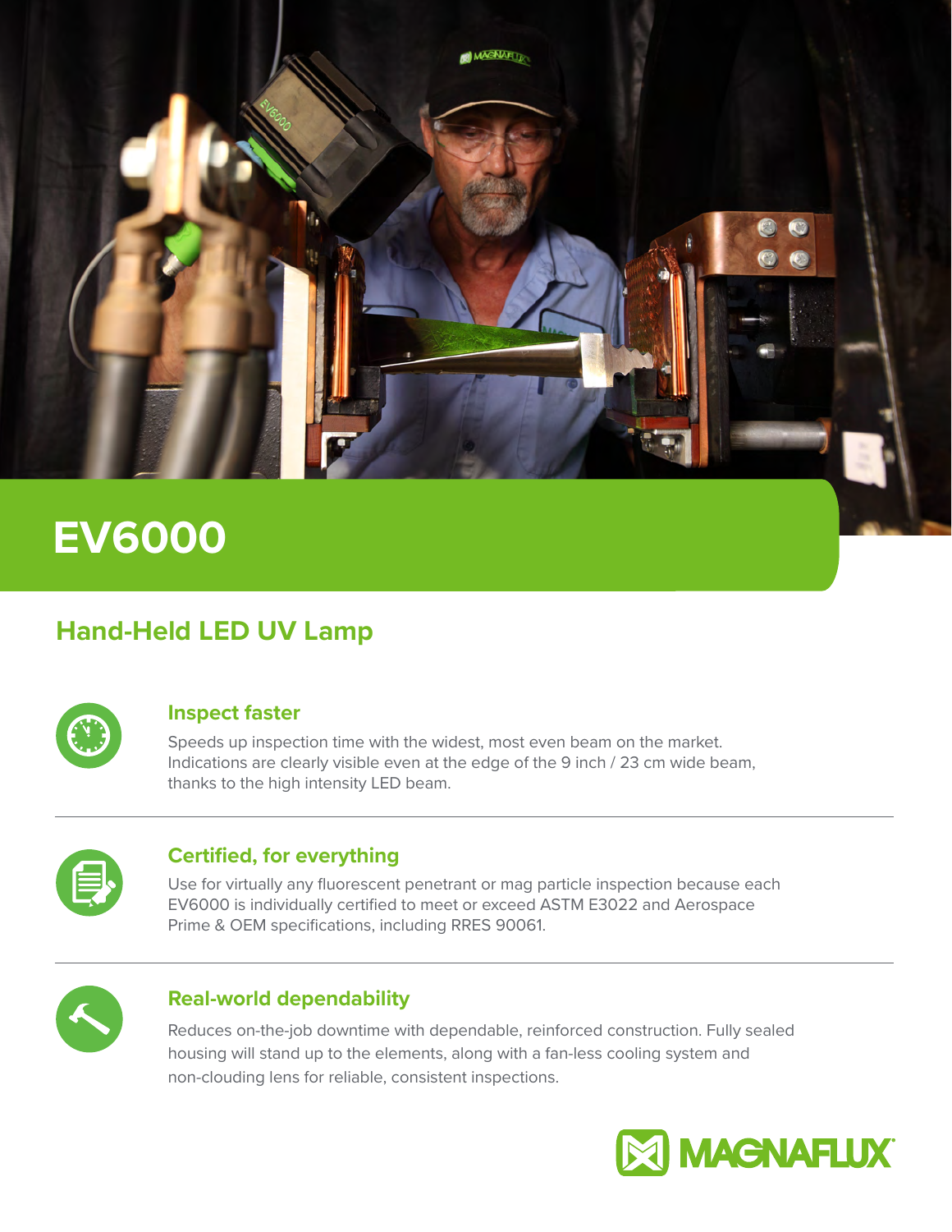# EV6000

## Hand-Held LED UV Lamp

### Inspect faster

Speeds up inspection time with the widest, most even beam on the market. Indications are clearly visible even at the edge of the 9 inch / 23 cm wide beam, thanks to the high intensity LED beam.

### Certified, for everything

Use for virtually any fluorescent penetrant or mag particle inspection because each EV6000 is individually certified to meet or exceed ASTM E3022 and Aerospace Prime & OEM specifications, including RRES 90061.

### Real-world dependability

Reduces on-the-job downtime with dependable, reinforced construction. Fully sealed housing will stand up to the elements, along with a fan-less cooling system and non-clouding lens for reliable, consistent inspections.

MAGNAFLUX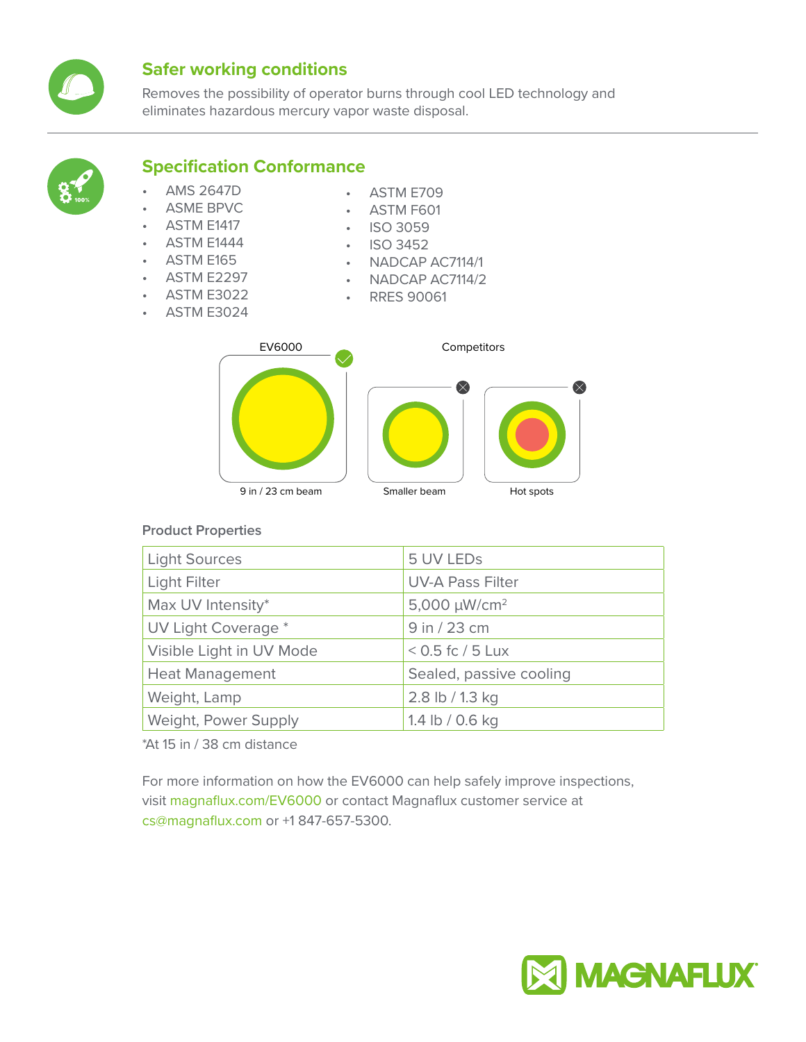## Safer working conditions

Removes the possibility of operator burns through cool LED technology and eliminates hazardous mercury vapor waste disposal.

## Specification Conformance

- AMS 2647D
- ASME BPVC
- ASTM E1417
- ASTM E1444
- ASTM E165
- ASTM E2297
- ASTM E3022
- ASTM E3024
- ASTM E709
- ASTM F601
- ISO 3059
- ISO 3452
- NADCAP AC7114/1
- NADCAP AC7114/2
- RRES 90061

EV6000

Competitors

9 in / 23 cm beam

Smaller beam

Hot spots

### Product Properties

| | |
|---|---|
| Light Sources | 5 UV LEDs |
| Light Filter | UV-A Pass Filter |
| Max UV Intensity* | 5,000 µW/cm² |
| UV Light Coverage * | 9 in / 23 cm |
| Visible Light in UV Mode | < 0.5 fc / 5 Lux |
| Heat Management | Sealed, passive cooling |
| Weight, Lamp | 2.8 lb / 1.3 kg |
| Weight, Power Supply | 1.4 lb / 0.6 kg |

*At 15 in / 38 cm distance

For more information on how the EV6000 can help safely improve inspections, visit magnaflux.com/EV6000 or contact Magnaflux customer service at cs@magnaflux.com or +1 847-657-5300.

MAGNAFLUX